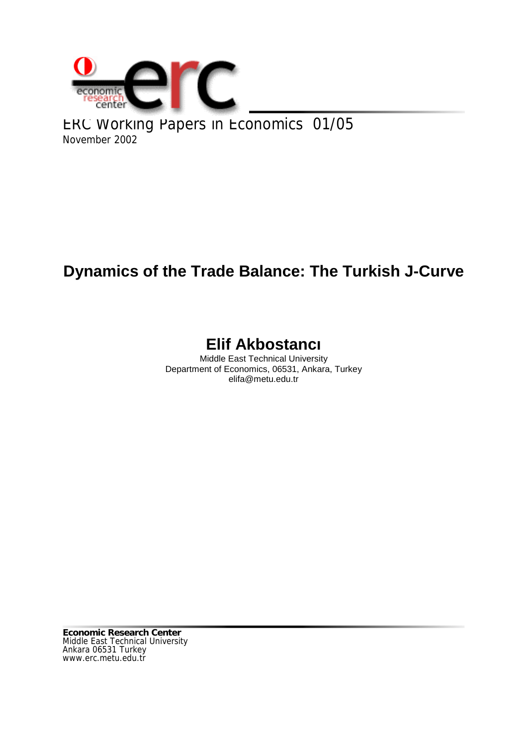economic research center

ERC Working Papers in Economics 01/05
November 2002

# Dynamics of the Trade Balance: The Turkish J-Curve

## Elif Akbostancı

Middle East Technical University
Department of Economics, 06531, Ankara, Turkey
elifa@metu.edu.tr

**Economic Research Center**
Middle East Technical University
Ankara 06531 Turkey
www.erc.metu.edu.tr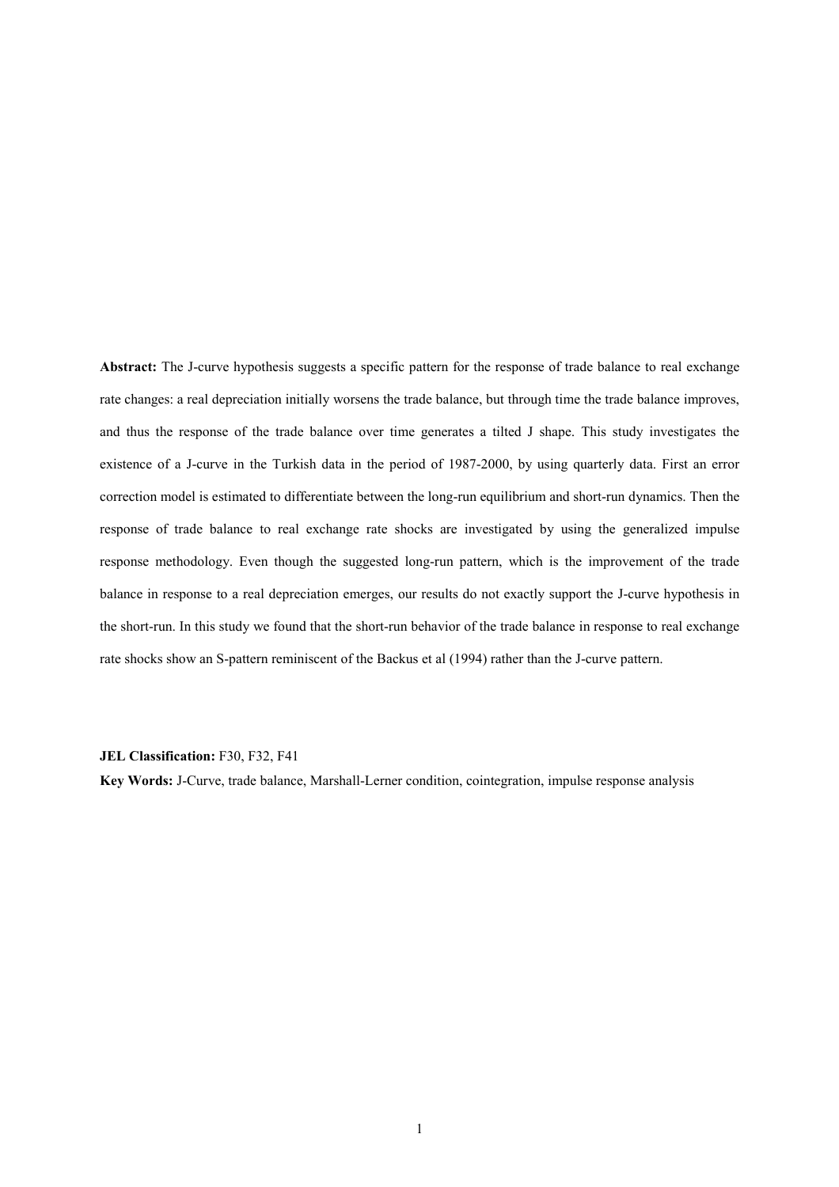**Abstract:** The J-curve hypothesis suggests a specific pattern for the response of trade balance to real exchange rate changes: a real depreciation initially worsens the trade balance, but through time the trade balance improves, and thus the response of the trade balance over time generates a tilted J shape. This study investigates the existence of a J-curve in the Turkish data in the period of 1987-2000, by using quarterly data. First an error correction model is estimated to differentiate between the long-run equilibrium and short-run dynamics. Then the response of trade balance to real exchange rate shocks are investigated by using the generalized impulse response methodology. Even though the suggested long-run pattern, which is the improvement of the trade balance in response to a real depreciation emerges, our results do not exactly support the J-curve hypothesis in the short-run. In this study we found that the short-run behavior of the trade balance in response to real exchange rate shocks show an S-pattern reminiscent of the Backus et al (1994) rather than the J-curve pattern.

**JEL Classification:** F30, F32, F41

**Key Words:** J-Curve, trade balance, Marshall-Lerner condition, cointegration, impulse response analysis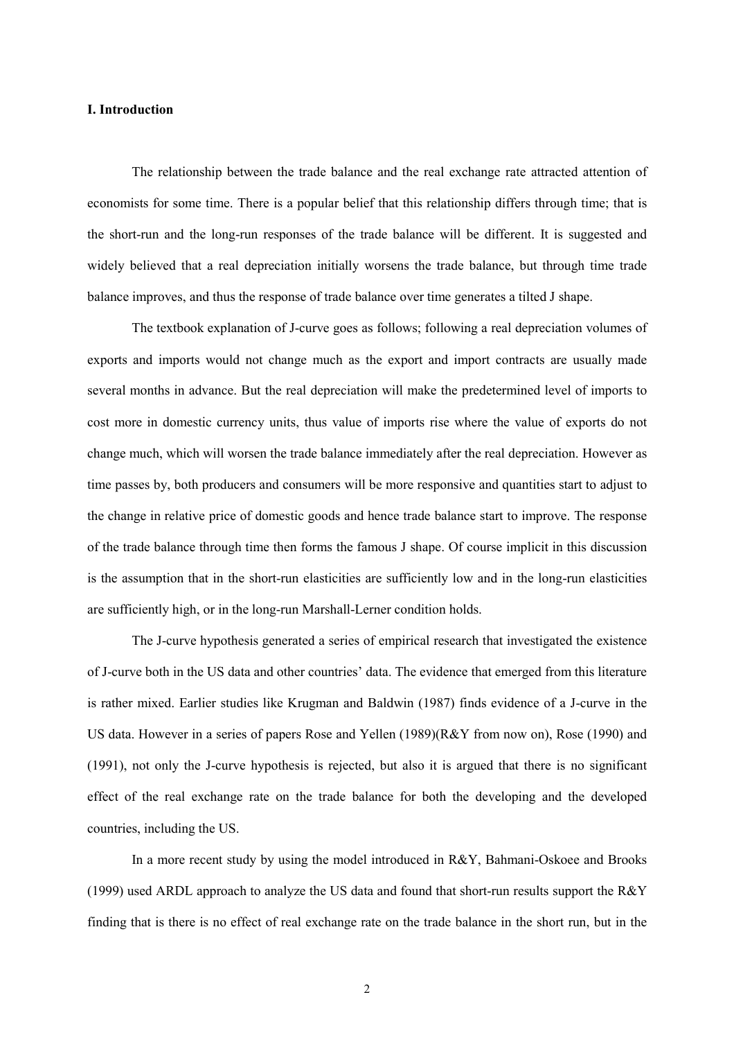## I. Introduction

The relationship between the trade balance and the real exchange rate attracted attention of economists for some time. There is a popular belief that this relationship differs through time; that is the short-run and the long-run responses of the trade balance will be different. It is suggested and widely believed that a real depreciation initially worsens the trade balance, but through time trade balance improves, and thus the response of trade balance over time generates a tilted J shape.

The textbook explanation of J-curve goes as follows; following a real depreciation volumes of exports and imports would not change much as the export and import contracts are usually made several months in advance. But the real depreciation will make the predetermined level of imports to cost more in domestic currency units, thus value of imports rise where the value of exports do not change much, which will worsen the trade balance immediately after the real depreciation. However as time passes by, both producers and consumers will be more responsive and quantities start to adjust to the change in relative price of domestic goods and hence trade balance start to improve. The response of the trade balance through time then forms the famous J shape. Of course implicit in this discussion is the assumption that in the short-run elasticities are sufficiently low and in the long-run elasticities are sufficiently high, or in the long-run Marshall-Lerner condition holds.

The J-curve hypothesis generated a series of empirical research that investigated the existence of J-curve both in the US data and other countries' data. The evidence that emerged from this literature is rather mixed. Earlier studies like Krugman and Baldwin (1987) finds evidence of a J-curve in the US data. However in a series of papers Rose and Yellen (1989)(R&Y from now on), Rose (1990) and (1991), not only the J-curve hypothesis is rejected, but also it is argued that there is no significant effect of the real exchange rate on the trade balance for both the developing and the developed countries, including the US.

In a more recent study by using the model introduced in R&Y, Bahmani-Oskoee and Brooks (1999) used ARDL approach to analyze the US data and found that short-run results support the R&Y finding that is there is no effect of real exchange rate on the trade balance in the short run, but in the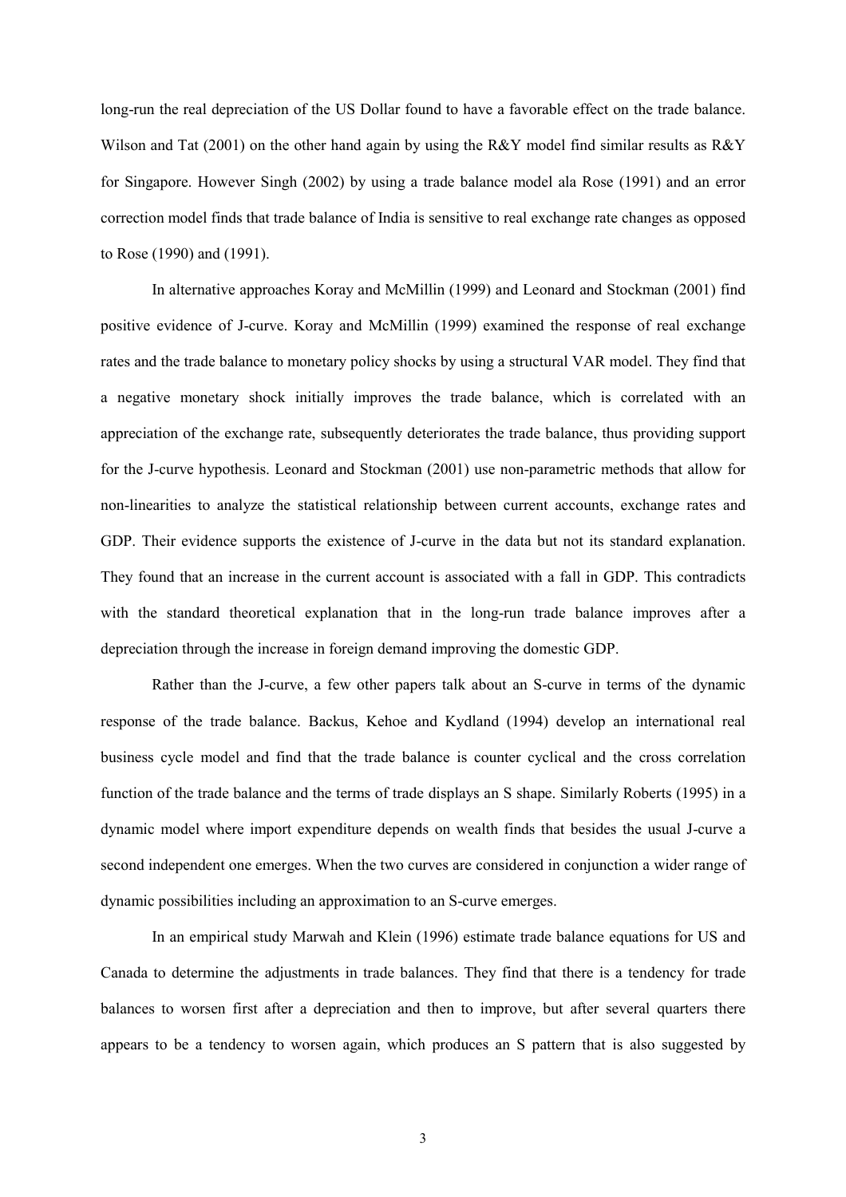long-run the real depreciation of the US Dollar found to have a favorable effect on the trade balance. Wilson and Tat (2001) on the other hand again by using the R&Y model find similar results as R&Y for Singapore. However Singh (2002) by using a trade balance model ala Rose (1991) and an error correction model finds that trade balance of India is sensitive to real exchange rate changes as opposed to Rose (1990) and (1991).

In alternative approaches Koray and McMillin (1999) and Leonard and Stockman (2001) find positive evidence of J-curve. Koray and McMillin (1999) examined the response of real exchange rates and the trade balance to monetary policy shocks by using a structural VAR model. They find that a negative monetary shock initially improves the trade balance, which is correlated with an appreciation of the exchange rate, subsequently deteriorates the trade balance, thus providing support for the J-curve hypothesis. Leonard and Stockman (2001) use non-parametric methods that allow for non-linearities to analyze the statistical relationship between current accounts, exchange rates and GDP. Their evidence supports the existence of J-curve in the data but not its standard explanation. They found that an increase in the current account is associated with a fall in GDP. This contradicts with the standard theoretical explanation that in the long-run trade balance improves after a depreciation through the increase in foreign demand improving the domestic GDP.

Rather than the J-curve, a few other papers talk about an S-curve in terms of the dynamic response of the trade balance. Backus, Kehoe and Kydland (1994) develop an international real business cycle model and find that the trade balance is counter cyclical and the cross correlation function of the trade balance and the terms of trade displays an S shape. Similarly Roberts (1995) in a dynamic model where import expenditure depends on wealth finds that besides the usual J-curve a second independent one emerges. When the two curves are considered in conjunction a wider range of dynamic possibilities including an approximation to an S-curve emerges.

In an empirical study Marwah and Klein (1996) estimate trade balance equations for US and Canada to determine the adjustments in trade balances. They find that there is a tendency for trade balances to worsen first after a depreciation and then to improve, but after several quarters there appears to be a tendency to worsen again, which produces an S pattern that is also suggested by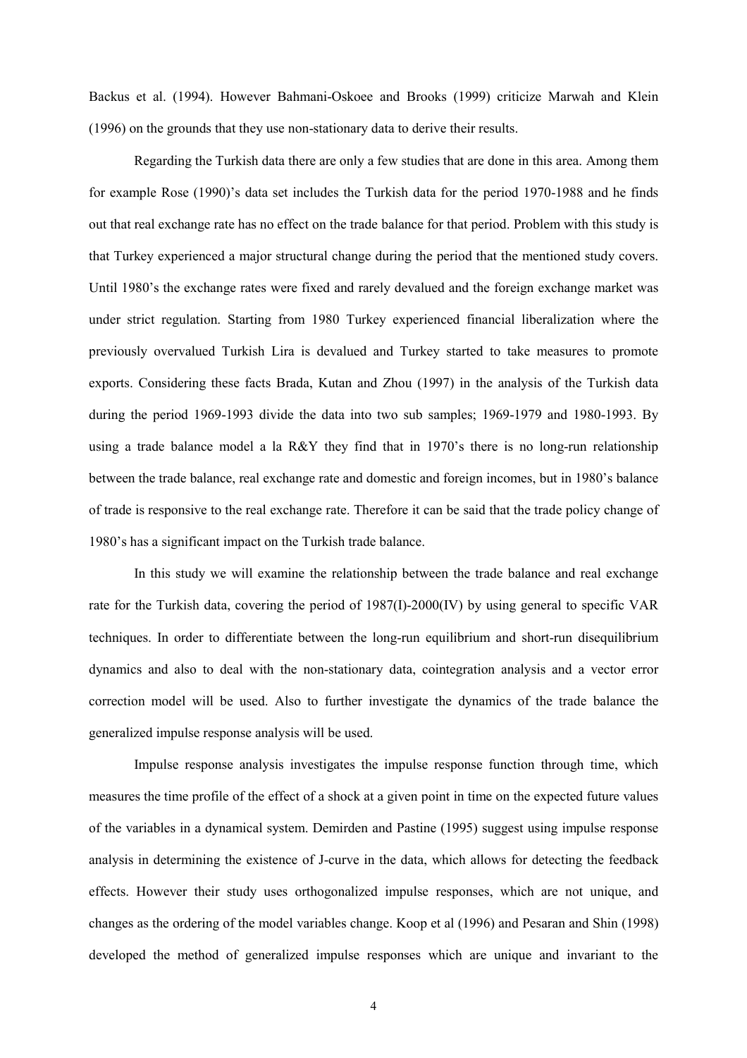Backus et al. (1994). However Bahmani-Oskoee and Brooks (1999) criticize Marwah and Klein (1996) on the grounds that they use non-stationary data to derive their results.

Regarding the Turkish data there are only a few studies that are done in this area. Among them for example Rose (1990)'s data set includes the Turkish data for the period 1970-1988 and he finds out that real exchange rate has no effect on the trade balance for that period. Problem with this study is that Turkey experienced a major structural change during the period that the mentioned study covers. Until 1980's the exchange rates were fixed and rarely devalued and the foreign exchange market was under strict regulation. Starting from 1980 Turkey experienced financial liberalization where the previously overvalued Turkish Lira is devalued and Turkey started to take measures to promote exports. Considering these facts Brada, Kutan and Zhou (1997) in the analysis of the Turkish data during the period 1969-1993 divide the data into two sub samples; 1969-1979 and 1980-1993. By using a trade balance model a la R&Y they find that in 1970's there is no long-run relationship between the trade balance, real exchange rate and domestic and foreign incomes, but in 1980's balance of trade is responsive to the real exchange rate. Therefore it can be said that the trade policy change of 1980's has a significant impact on the Turkish trade balance.

In this study we will examine the relationship between the trade balance and real exchange rate for the Turkish data, covering the period of 1987(I)-2000(IV) by using general to specific VAR techniques. In order to differentiate between the long-run equilibrium and short-run disequilibrium dynamics and also to deal with the non-stationary data, cointegration analysis and a vector error correction model will be used. Also to further investigate the dynamics of the trade balance the generalized impulse response analysis will be used.

Impulse response analysis investigates the impulse response function through time, which measures the time profile of the effect of a shock at a given point in time on the expected future values of the variables in a dynamical system. Demirden and Pastine (1995) suggest using impulse response analysis in determining the existence of J-curve in the data, which allows for detecting the feedback effects. However their study uses orthogonalized impulse responses, which are not unique, and changes as the ordering of the model variables change. Koop et al (1996) and Pesaran and Shin (1998) developed the method of generalized impulse responses which are unique and invariant to the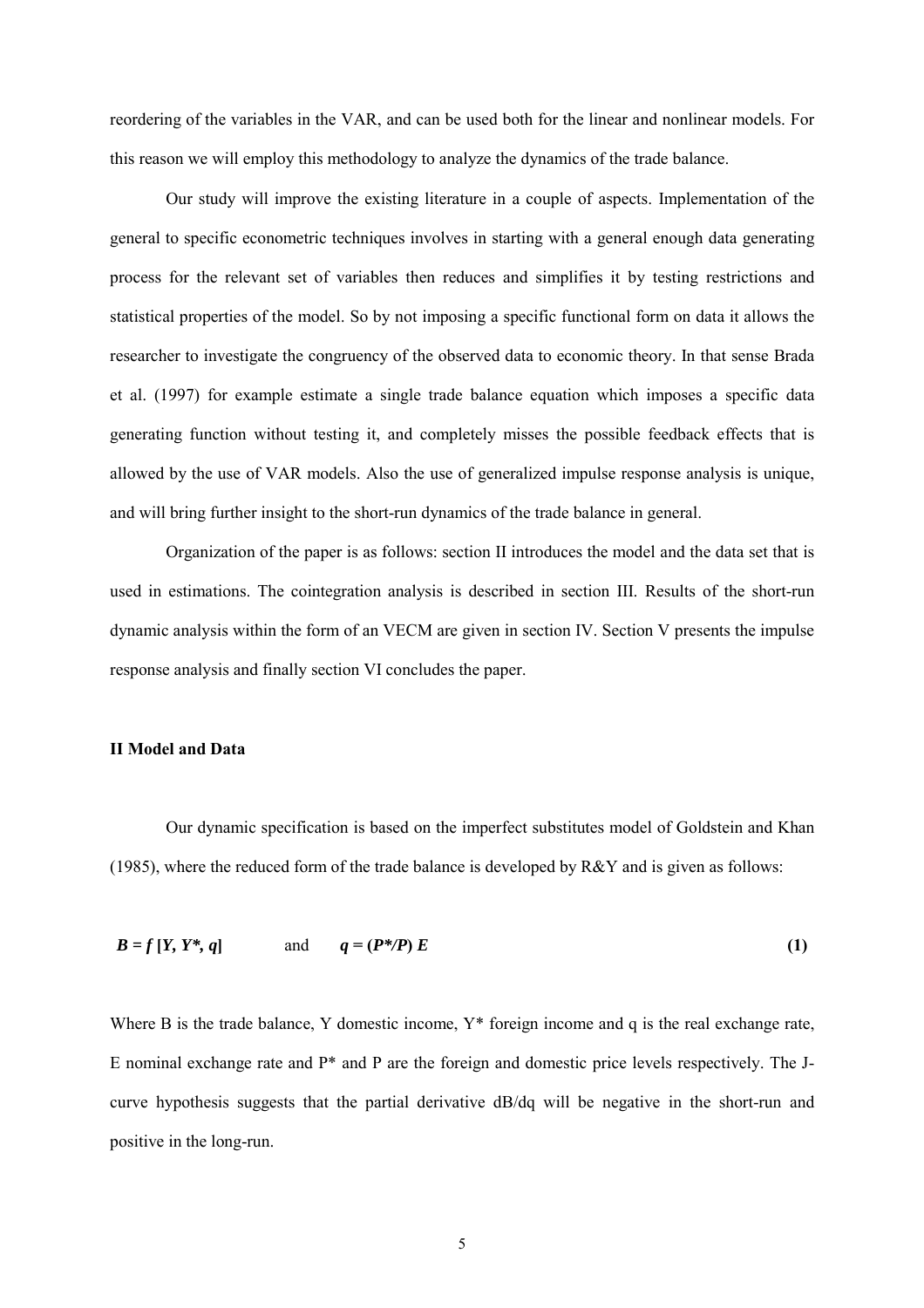reordering of the variables in the VAR, and can be used both for the linear and nonlinear models. For this reason we will employ this methodology to analyze the dynamics of the trade balance.

Our study will improve the existing literature in a couple of aspects. Implementation of the general to specific econometric techniques involves in starting with a general enough data generating process for the relevant set of variables then reduces and simplifies it by testing restrictions and statistical properties of the model. So by not imposing a specific functional form on data it allows the researcher to investigate the congruency of the observed data to economic theory. In that sense Brada et al. (1997) for example estimate a single trade balance equation which imposes a specific data generating function without testing it, and completely misses the possible feedback effects that is allowed by the use of VAR models. Also the use of generalized impulse response analysis is unique, and will bring further insight to the short-run dynamics of the trade balance in general.

Organization of the paper is as follows: section II introduces the model and the data set that is used in estimations. The cointegration analysis is described in section III. Results of the short-run dynamic analysis within the form of an VECM are given in section IV. Section V presents the impulse response analysis and finally section VI concludes the paper.

## II Model and Data

Our dynamic specification is based on the imperfect substitutes model of Goldstein and Khan (1985), where the reduced form of the trade balance is developed by R&Y and is given as follows:

$$\boldsymbol{B = f\,[Y, Y^*, q]} \qquad \text{and} \qquad \boldsymbol{q = (P^*/P)\,E} \tag{1}$$

Where B is the trade balance, Y domestic income, Y* foreign income and q is the real exchange rate, E nominal exchange rate and P* and P are the foreign and domestic price levels respectively. The J-curve hypothesis suggests that the partial derivative dB/dq will be negative in the short-run and positive in the long-run.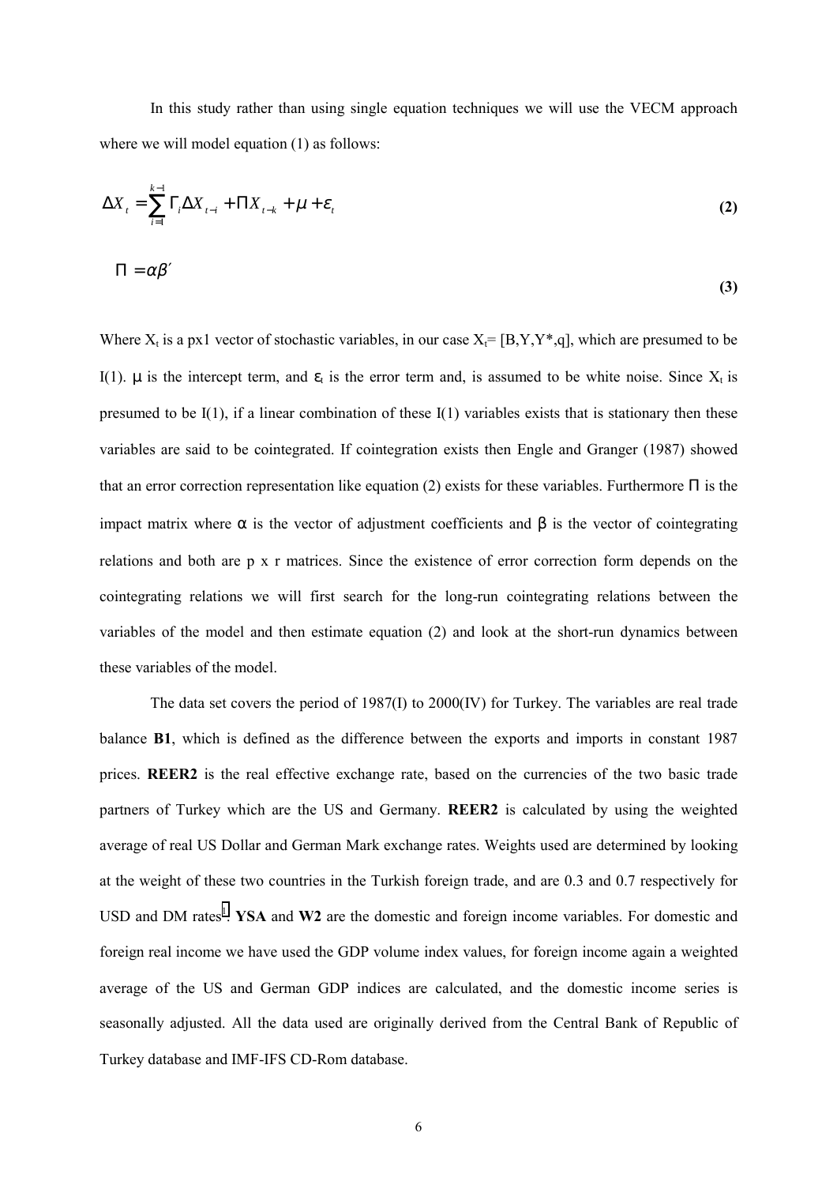In this study rather than using single equation techniques we will use the VECM approach where we will model equation (1) as follows:

$$\Delta X_t = \sum_{i=1}^{k-1} \Gamma_i \Delta X_{t-i} + \Pi X_{t-k} + \mu + \varepsilon_t \tag{2}$$

$$\Pi = \alpha \beta' \tag{3}$$

Where $X_t$ is a px1 vector of stochastic variables, in our case $X_t = [B, Y, Y^*, q]$, which are presumed to be I(1). $\mu$ is the intercept term, and $\varepsilon_t$ is the error term and, is assumed to be white noise. Since $X_t$ is presumed to be I(1), if a linear combination of these I(1) variables exists that is stationary then these variables are said to be cointegrated. If cointegration exists then Engle and Granger (1987) showed that an error correction representation like equation (2) exists for these variables. Furthermore $\Pi$ is the impact matrix where $\alpha$ is the vector of adjustment coefficients and $\beta$ is the vector of cointegrating relations and both are p x r matrices. Since the existence of error correction form depends on the cointegrating relations we will first search for the long-run cointegrating relations between the variables of the model and then estimate equation (2) and look at the short-run dynamics between these variables of the model.

The data set covers the period of 1987(I) to 2000(IV) for Turkey. The variables are real trade balance **B1**, which is defined as the difference between the exports and imports in constant 1987 prices. **REER2** is the real effective exchange rate, based on the currencies of the two basic trade partners of Turkey which are the US and Germany. **REER2** is calculated by using the weighted average of real US Dollar and German Mark exchange rates. Weights used are determined by looking at the weight of these two countries in the Turkish foreign trade, and are 0.3 and 0.7 respectively for USD and DM rates[1]. **YSA** and **W2** are the domestic and foreign income variables. For domestic and foreign real income we have used the GDP volume index values, for foreign income again a weighted average of the US and German GDP indices are calculated, and the domestic income series is seasonally adjusted. All the data used are originally derived from the Central Bank of Republic of Turkey database and IMF-IFS CD-Rom database.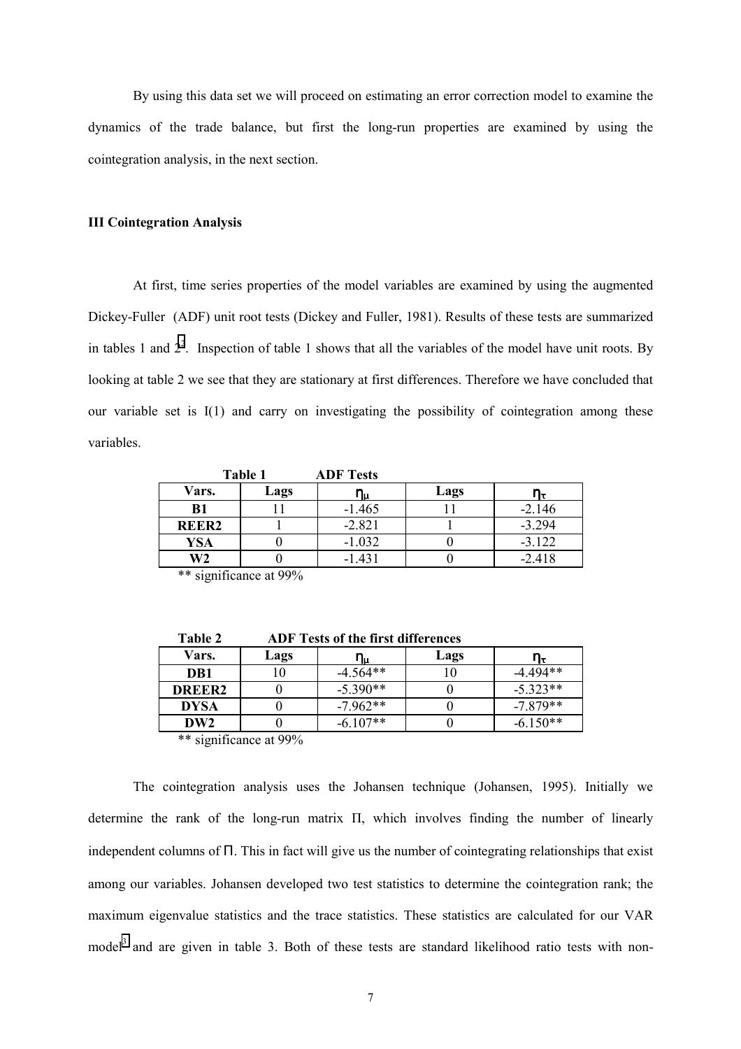By using this data set we will proceed on estimating an error correction model to examine the dynamics of the trade balance, but first the long-run properties are examined by using the cointegration analysis, in the next section.

### III Cointegration Analysis

At first, time series properties of the model variables are examined by using the augmented Dickey-Fuller (ADF) unit root tests (Dickey and Fuller, 1981). Results of these tests are summarized in tables 1 and 2[2]. Inspection of table 1 shows that all the variables of the model have unit roots. By looking at table 2 we see that they are stationary at first differences. Therefore we have concluded that our variable set is I(1) and carry on investigating the possibility of cointegration among these variables.

**Table 1 ADF Tests**

| Vars. | Lags | $\eta_{\mu}$ | Lags | $\eta_{\tau}$ |
|---|---|---|---|---|
| **B1** | 11 | -1.465 | 11 | -2.146 |
| **REER2** | 1 | -2.821 | 1 | -3.294 |
| **YSA** | 0 | -1.032 | 0 | -3.122 |
| **W2** | 0 | -1.431 | 0 | -2.418 |

** significance at 99%

**Table 2 ADF Tests of the first differences**

| Vars. | Lags | $\eta_{\mu}$ | Lags | $\eta_{\tau}$ |
|---|---|---|---|---|
| **DB1** | 10 | -4.564** | 10 | -4.494** |
| **DREER2** | 0 | -5.390** | 0 | -5.323** |
| **DYSA** | 0 | -7.962** | 0 | -7.879** |
| **DW2** | 0 | -6.107** | 0 | -6.150** |

** significance at 99%

The cointegration analysis uses the Johansen technique (Johansen, 1995). Initially we determine the rank of the long-run matrix Π, which involves finding the number of linearly independent columns of Π. This in fact will give us the number of cointegrating relationships that exist among our variables. Johansen developed two test statistics to determine the cointegration rank; the maximum eigenvalue statistics and the trace statistics. These statistics are calculated for our VAR model[3] and are given in table 3. Both of these tests are standard likelihood ratio tests with non-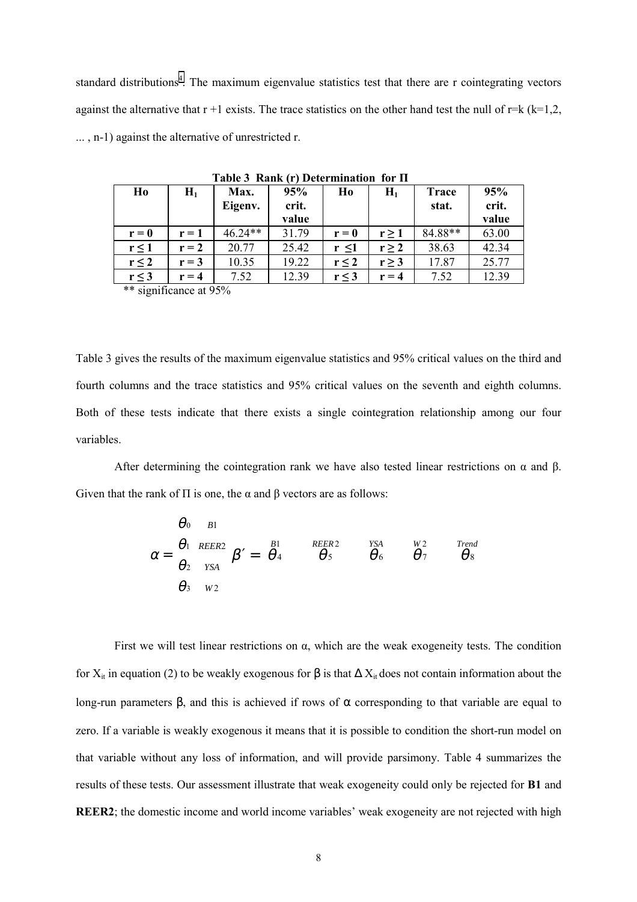standard distributions[4]. The maximum eigenvalue statistics test that there are r cointegrating vectors against the alternative that r +1 exists. The trace statistics on the other hand test the null of r=k (k=1,2, ... , n-1) against the alternative of unrestricted r.

**Table 3 Rank (r) Determination for Π**

| Ho | $H_1$ | Max. Eigenv. | 95% crit. value | Ho | $H_1$ | Trace stat. | 95% crit. value |
|---|---|---|---|---|---|---|---|
| **r = 0** | **r = 1** | 46.24** | 31.79 | **r = 0** | **r ≥ 1** | 84.88** | 63.00 |
| **r ≤ 1** | **r = 2** | 20.77 | 25.42 | **r ≤1** | **r ≥ 2** | 38.63 | 42.34 |
| **r ≤ 2** | **r = 3** | 10.35 | 19.22 | **r ≤ 2** | **r ≥ 3** | 17.87 | 25.77 |
| **r ≤ 3** | **r = 4** | 7.52 | 12.39 | **r ≤ 3** | **r = 4** | 7.52 | 12.39 |

** significance at 95%

Table 3 gives the results of the maximum eigenvalue statistics and 95% critical values on the third and fourth columns and the trace statistics and 95% critical values on the seventh and eighth columns. Both of these tests indicate that there exists a single cointegration relationship among our four variables.

After determining the cointegration rank we have also tested linear restrictions on α and β. Given that the rank of Π is one, the α and β vectors are as follows:

$$\alpha = \begin{matrix} \theta_0 & B1 \\ \theta_1 & REER2 \\ \theta_2 & YSA \\ \theta_3 & W2 \end{matrix} \qquad \beta' = \begin{matrix} B1 & REER2 & YSA & W2 & Trend \\ \theta_4 & \theta_5 & \theta_6 & \theta_7 & \theta_8 \end{matrix}$$

First we will test linear restrictions on α, which are the weak exogeneity tests. The condition for $X_{it}$ in equation (2) to be weakly exogenous for β is that $\Delta X_{it}$ does not contain information about the long-run parameters β, and this is achieved if rows of α corresponding to that variable are equal to zero. If a variable is weakly exogenous it means that it is possible to condition the short-run model on that variable without any loss of information, and will provide parsimony. Table 4 summarizes the results of these tests. Our assessment illustrate that weak exogeneity could only be rejected for **B1** and **REER2**; the domestic income and world income variables' weak exogeneity are not rejected with high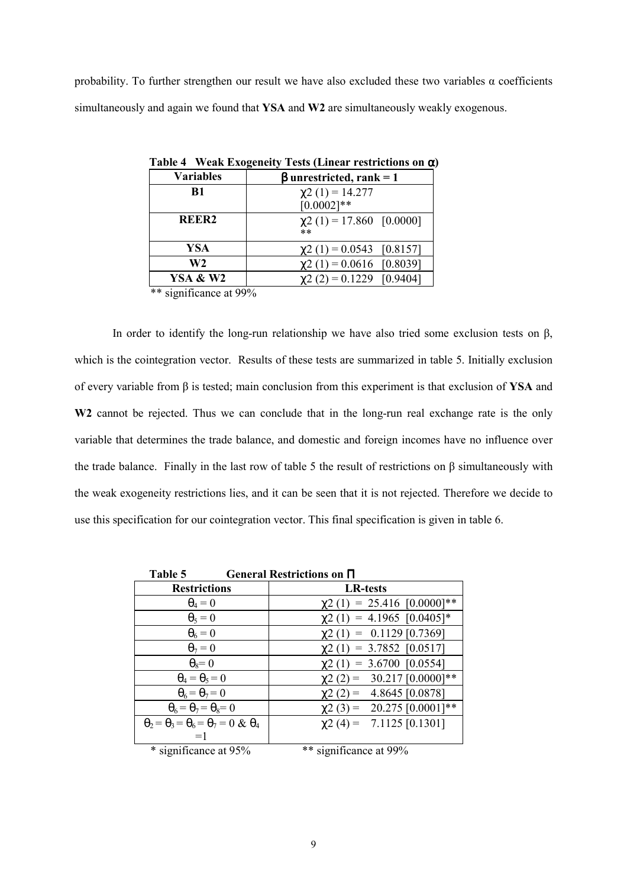probability. To further strengthen our result we have also excluded these two variables $\alpha$ coefficients simultaneously and again we found that **YSA** and **W2** are simultaneously weakly exogenous.

**Table 4 Weak Exogeneity Tests (Linear restrictions on $\alpha$)**

| Variables | $\beta$ unrestricted, rank = 1 |
|---|---|
| **B1** | $\chi2$ (1) = 14.277 [0.0002]** |
| **REER2** | $\chi2$ (1) = 17.860 [0.0000] ** |
| **YSA** | $\chi2$ (1) = 0.0543 [0.8157] |
| **W2** | $\chi2$ (1) = 0.0616 [0.8039] |
| **YSA & W2** | $\chi2$ (2) = 0.1229 [0.9404] |

** significance at 99%

In order to identify the long-run relationship we have also tried some exclusion tests on $\beta$, which is the cointegration vector. Results of these tests are summarized in table 5. Initially exclusion of every variable from $\beta$ is tested; main conclusion from this experiment is that exclusion of **YSA** and **W2** cannot be rejected. Thus we can conclude that in the long-run real exchange rate is the only variable that determines the trade balance, and domestic and foreign incomes have no influence over the trade balance. Finally in the last row of table 5 the result of restrictions on $\beta$ simultaneously with the weak exogeneity restrictions lies, and it can be seen that it is not rejected. Therefore we decide to use this specification for our cointegration vector. This final specification is given in table 6.

**Table 5 General Restrictions on $\Pi$**

| Restrictions | LR-tests |
|---|---|
| $\theta_4 = 0$ | $\chi2$ (1) = 25.416 [0.0000]** |
| $\theta_5 = 0$ | $\chi2$ (1) = 4.1965 [0.0405]* |
| $\theta_6 = 0$ | $\chi2$ (1) = 0.1129 [0.7369] |
| $\theta_7 = 0$ | $\chi2$ (1) = 3.7852 [0.0517] |
| $\theta_8 = 0$ | $\chi2$ (1) = 3.6700 [0.0554] |
| $\theta_4 = \theta_5 = 0$ | $\chi2$ (2) = 30.217 [0.0000]** |
| $\theta_6 = \theta_7 = 0$ | $\chi2$ (2) = 4.8645 [0.0878] |
| $\theta_6 = \theta_7 = \theta_8 = 0$ | $\chi2$ (3) = 20.275 [0.0001]** |
| $\theta_2 = \theta_3 = \theta_6 = \theta_7 = 0$ & $\theta_4 = 1$ | $\chi2$ (4) = 7.1125 [0.1301] |

* significance at 95% ** significance at 99%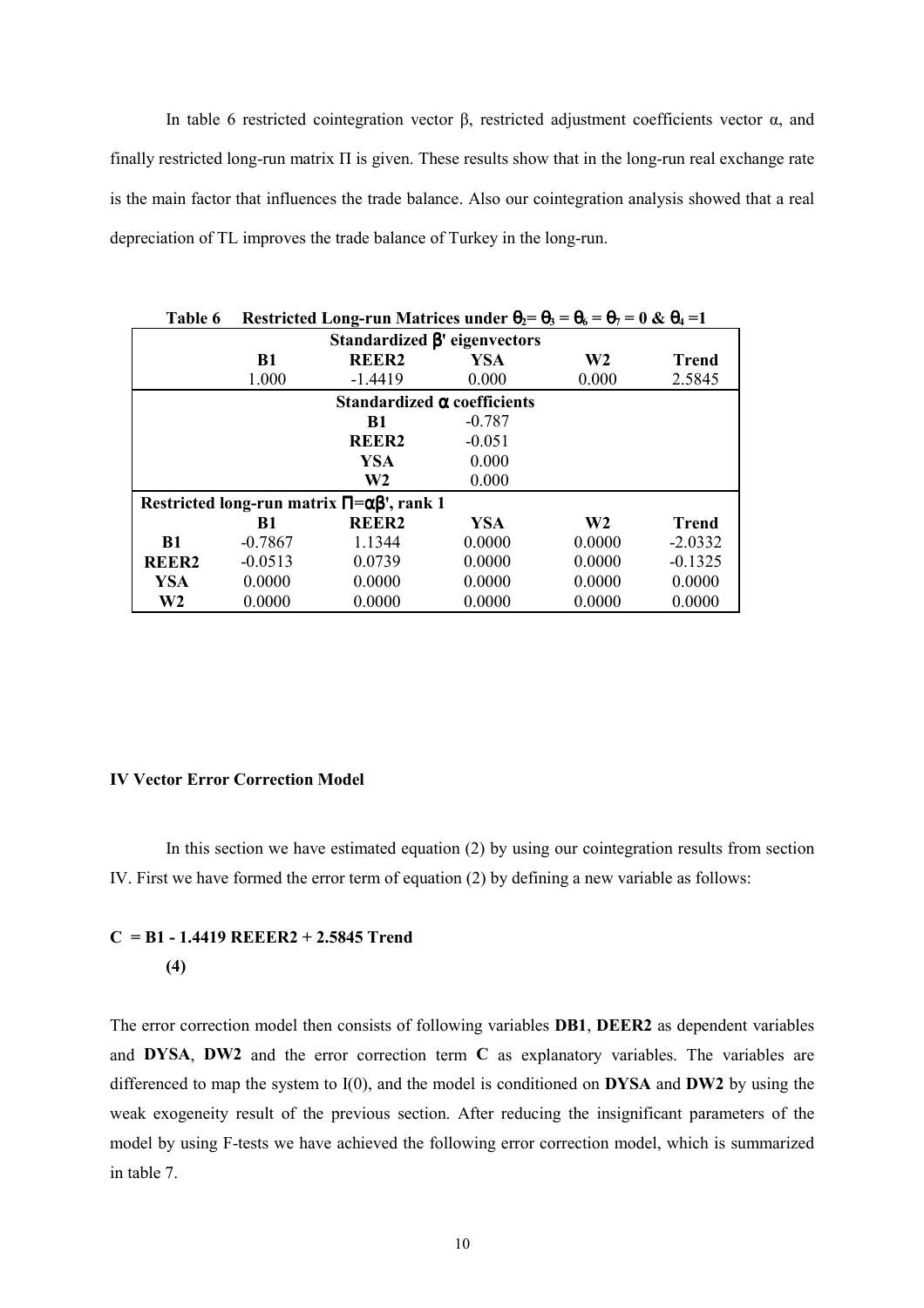In table 6 restricted cointegration vector β, restricted adjustment coefficients vector α, and finally restricted long-run matrix Π is given. These results show that in the long-run real exchange rate is the main factor that influences the trade balance. Also our cointegration analysis showed that a real depreciation of TL improves the trade balance of Turkey in the long-run.

**Table 6 Restricted Long-run Matrices under $\theta_2 = \theta_3 = \theta_6 = \theta_7 = 0$ & $\theta_4 = 1$**

| Standardized $\beta'$ eigenvectors | | | | | |
|---|---|---|---|---|---|
| | **B1** | **REER2** | **YSA** | **W2** | **Trend** |
| | 1.000 | -1.4419 | 0.000 | 0.000 | 2.5845 |
| **Standardized $\alpha$ coefficients** | | | | | |
| | | **B1** | -0.787 | | |
| | | **REER2** | -0.051 | | |
| | | **YSA** | 0.000 | | |
| | | **W2** | 0.000 | | |
| **Restricted long-run matrix $\Pi=\alpha\beta'$, rank 1** | | | | | |
| | **B1** | **REER2** | **YSA** | **W2** | **Trend** |
| **B1** | -0.7867 | 1.1344 | 0.0000 | 0.0000 | -2.0332 |
| **REER2** | -0.0513 | 0.0739 | 0.0000 | 0.0000 | -0.1325 |
| **YSA** | 0.0000 | 0.0000 | 0.0000 | 0.0000 | 0.0000 |
| **W2** | 0.0000 | 0.0000 | 0.0000 | 0.0000 | 0.0000 |

**IV Vector Error Correction Model**

In this section we have estimated equation (2) by using our cointegration results from section IV. First we have formed the error term of equation (2) by defining a new variable as follows:

$$\mathbf{C = B1 - 1.4419\ REEER2 + 2.5845\ Trend} \quad (4)$$

The error correction model then consists of following variables **DB1**, **DEER2** as dependent variables and **DYSA**, **DW2** and the error correction term **C** as explanatory variables. The variables are differenced to map the system to I(0), and the model is conditioned on **DYSA** and **DW2** by using the weak exogeneity result of the previous section. After reducing the insignificant parameters of the model by using F-tests we have achieved the following error correction model, which is summarized in table 7.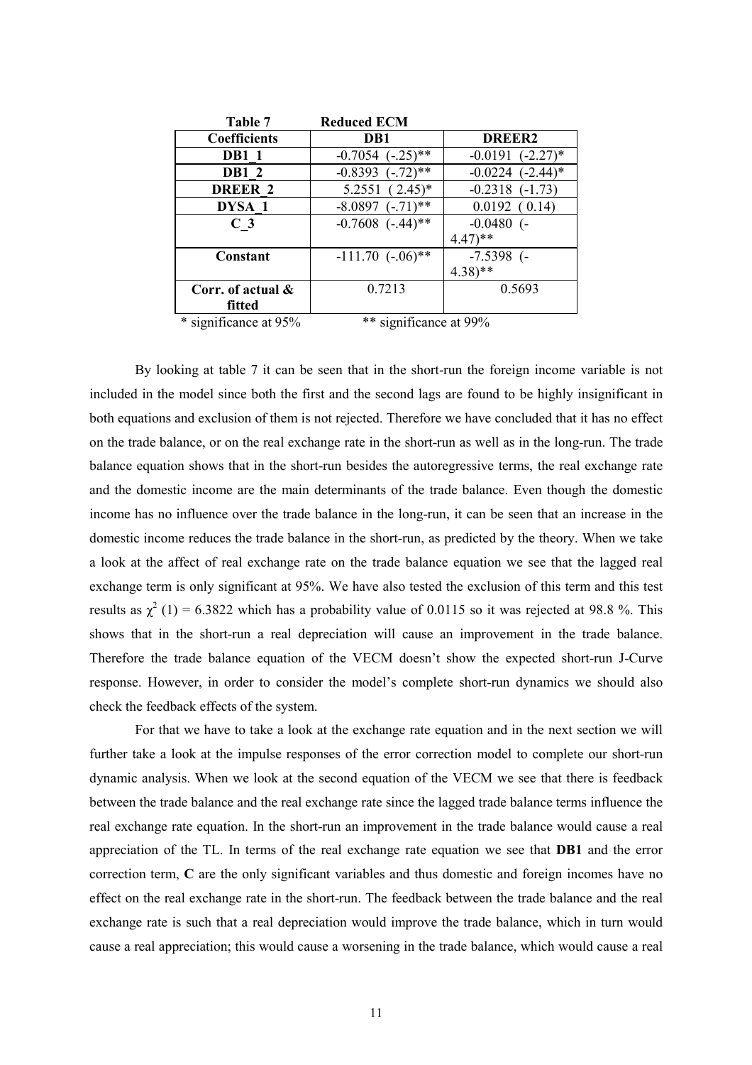**Table 7 Reduced ECM**

| Coefficients | DB1 | DREER2 |
|---|---|---|
| **DB1_1** | -0.7054 (-.25)** | -0.0191 (-2.27)* |
| **DB1_2** | -0.8393 (-.72)** | -0.0224 (-2.44)* |
| **DREER_2** | 5.2551 ( 2.45)* | -0.2318 (-1.73) |
| **DYSA_1** | -8.0897 (-.71)** | 0.0192 ( 0.14) |
| **C_3** | -0.7608 (-.44)** | -0.0480 (-4.47)** |
| **Constant** | -111.70 (-.06)** | -7.5398 (-4.38)** |
| **Corr. of actual & fitted** | 0.7213 | 0.5693 |

\* significance at 95% ** significance at 99%

By looking at table 7 it can be seen that in the short-run the foreign income variable is not included in the model since both the first and the second lags are found to be highly insignificant in both equations and exclusion of them is not rejected. Therefore we have concluded that it has no effect on the trade balance, or on the real exchange rate in the short-run as well as in the long-run. The trade balance equation shows that in the short-run besides the autoregressive terms, the real exchange rate and the domestic income are the main determinants of the trade balance. Even though the domestic income has no influence over the trade balance in the long-run, it can be seen that an increase in the domestic income reduces the trade balance in the short-run, as predicted by the theory. When we take a look at the affect of real exchange rate on the trade balance equation we see that the lagged real exchange term is only significant at 95%. We have also tested the exclusion of this term and this test results as $\chi^2$ (1) = 6.3822 which has a probability value of 0.0115 so it was rejected at 98.8 %. This shows that in the short-run a real depreciation will cause an improvement in the trade balance. Therefore the trade balance equation of the VECM doesn't show the expected short-run J-Curve response. However, in order to consider the model's complete short-run dynamics we should also check the feedback effects of the system.

For that we have to take a look at the exchange rate equation and in the next section we will further take a look at the impulse responses of the error correction model to complete our short-run dynamic analysis. When we look at the second equation of the VECM we see that there is feedback between the trade balance and the real exchange rate since the lagged trade balance terms influence the real exchange rate equation. In the short-run an improvement in the trade balance would cause a real appreciation of the TL. In terms of the real exchange rate equation we see that **DB1** and the error correction term, **C** are the only significant variables and thus domestic and foreign incomes have no effect on the real exchange rate in the short-run. The feedback between the trade balance and the real exchange rate is such that a real depreciation would improve the trade balance, which in turn would cause a real appreciation; this would cause a worsening in the trade balance, which would cause a real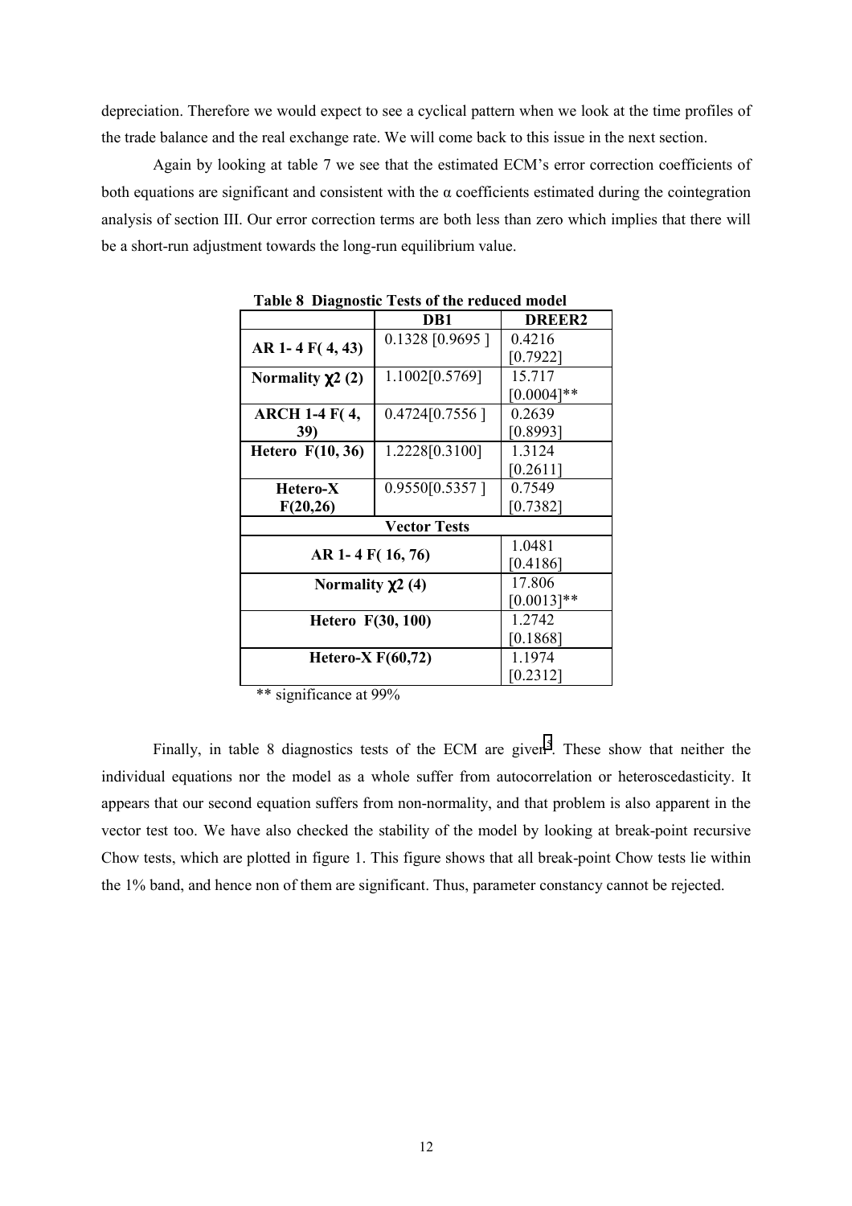depreciation. Therefore we would expect to see a cyclical pattern when we look at the time profiles of the trade balance and the real exchange rate. We will come back to this issue in the next section.

Again by looking at table 7 we see that the estimated ECM's error correction coefficients of both equations are significant and consistent with the α coefficients estimated during the cointegration analysis of section III. Our error correction terms are both less than zero which implies that there will be a short-run adjustment towards the long-run equilibrium value.

**Table 8 Diagnostic Tests of the reduced model**

| | DB1 | DREER2 |
|---|---|---|
| **AR 1- 4 F( 4, 43)** | 0.1328 [0.9695 ] | 0.4216 [0.7922] |
| **Normality $\chi^2$ (2)** | 1.1002[0.5769] | 15.717 [0.0004]** |
| **ARCH 1-4 F( 4, 39)** | 0.4724[0.7556 ] | 0.2639 [0.8993] |
| **Hetero F(10, 36)** | 1.2228[0.3100] | 1.3124 [0.2611] |
| **Hetero-X F(20,26)** | 0.9550[0.5357 ] | 0.7549 [0.7382] |
| **Vector Tests** | | |
| **AR 1- 4 F( 16, 76)** | | 1.0481 [0.4186] |
| **Normality $\chi^2$ (4)** | | 17.806 [0.0013]** |
| **Hetero F(30, 100)** | | 1.2742 [0.1868] |
| **Hetero-X F(60,72)** | | 1.1974 [0.2312] |

** significance at 99%

Finally, in table 8 diagnostics tests of the ECM are given[5]. These show that neither the individual equations nor the model as a whole suffer from autocorrelation or heteroscedasticity. It appears that our second equation suffers from non-normality, and that problem is also apparent in the vector test too. We have also checked the stability of the model by looking at break-point recursive Chow tests, which are plotted in figure 1. This figure shows that all break-point Chow tests lie within the 1% band, and hence non of them are significant. Thus, parameter constancy cannot be rejected.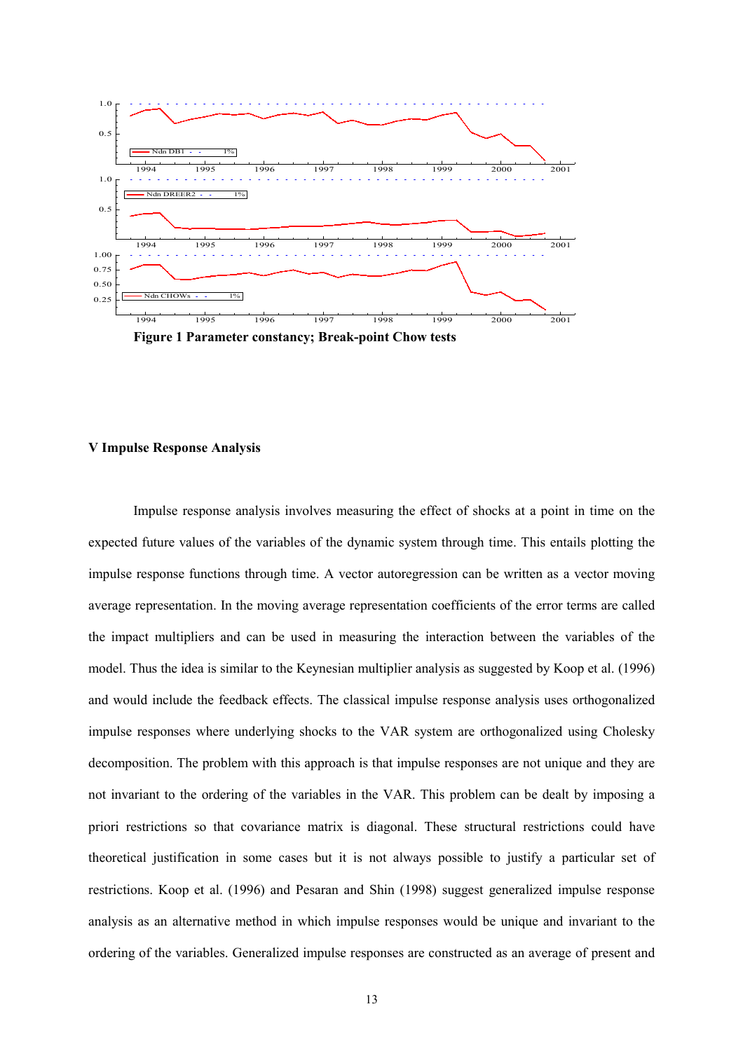Figure 1 Parameter constancy; Break-point Chow tests

## V Impulse Response Analysis

Impulse response analysis involves measuring the effect of shocks at a point in time on the expected future values of the variables of the dynamic system through time. This entails plotting the impulse response functions through time. A vector autoregression can be written as a vector moving average representation. In the moving average representation coefficients of the error terms are called the impact multipliers and can be used in measuring the interaction between the variables of the model. Thus the idea is similar to the Keynesian multiplier analysis as suggested by Koop et al. (1996) and would include the feedback effects. The classical impulse response analysis uses orthogonalized impulse responses where underlying shocks to the VAR system are orthogonalized using Cholesky decomposition. The problem with this approach is that impulse responses are not unique and they are not invariant to the ordering of the variables in the VAR. This problem can be dealt by imposing a priori restrictions so that covariance matrix is diagonal. These structural restrictions could have theoretical justification in some cases but it is not always possible to justify a particular set of restrictions. Koop et al. (1996) and Pesaran and Shin (1998) suggest generalized impulse response analysis as an alternative method in which impulse responses would be unique and invariant to the ordering of the variables. Generalized impulse responses are constructed as an average of present and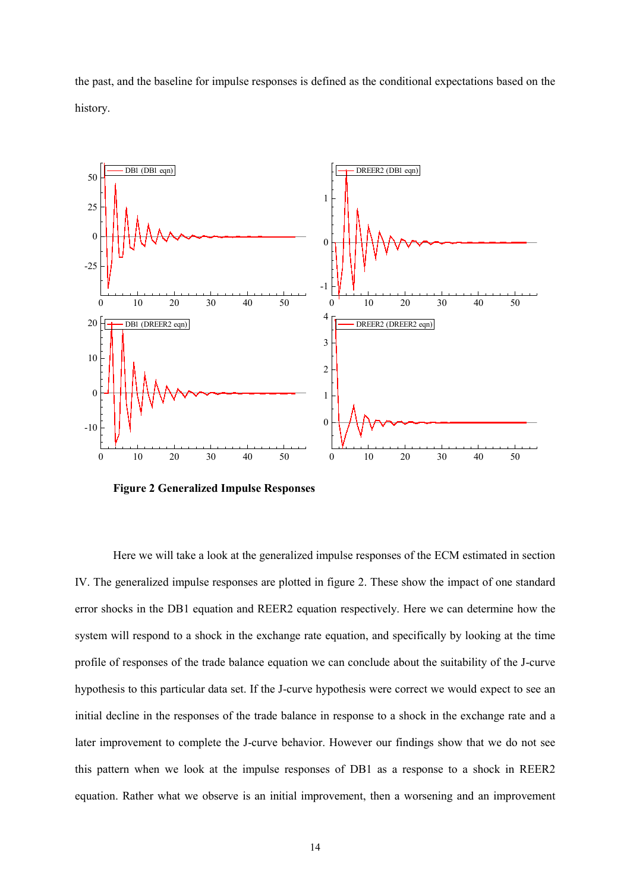the past, and the baseline for impulse responses is defined as the conditional expectations based on the history.

**Figure 2 Generalized Impulse Responses**

Here we will take a look at the generalized impulse responses of the ECM estimated in section IV. The generalized impulse responses are plotted in figure 2. These show the impact of one standard error shocks in the DB1 equation and REER2 equation respectively. Here we can determine how the system will respond to a shock in the exchange rate equation, and specifically by looking at the time profile of responses of the trade balance equation we can conclude about the suitability of the J-curve hypothesis to this particular data set. If the J-curve hypothesis were correct we would expect to see an initial decline in the responses of the trade balance in response to a shock in the exchange rate and a later improvement to complete the J-curve behavior. However our findings show that we do not see this pattern when we look at the impulse responses of DB1 as a response to a shock in REER2 equation. Rather what we observe is an initial improvement, then a worsening and an improvement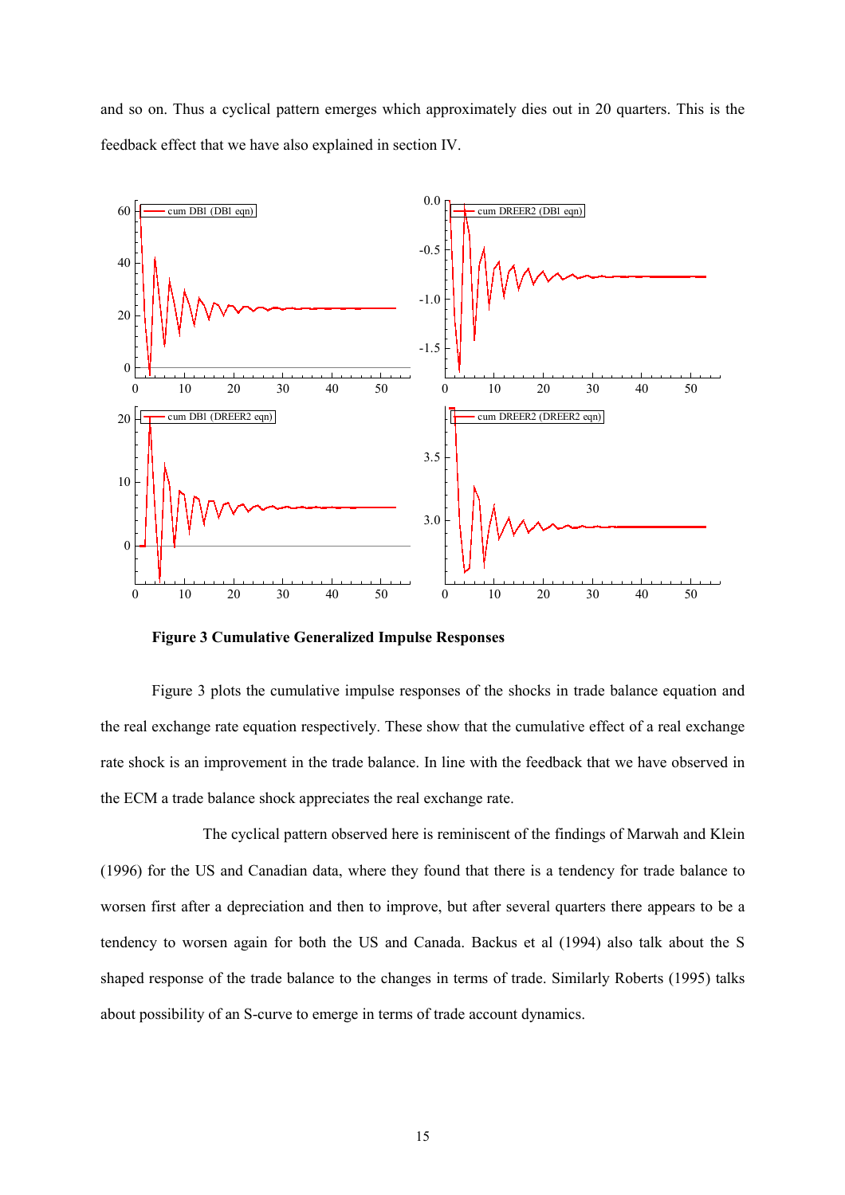and so on. Thus a cyclical pattern emerges which approximately dies out in 20 quarters. This is the feedback effect that we have also explained in section IV.

**Figure 3 Cumulative Generalized Impulse Responses**

Figure 3 plots the cumulative impulse responses of the shocks in trade balance equation and the real exchange rate equation respectively. These show that the cumulative effect of a real exchange rate shock is an improvement in the trade balance. In line with the feedback that we have observed in the ECM a trade balance shock appreciates the real exchange rate.

The cyclical pattern observed here is reminiscent of the findings of Marwah and Klein (1996) for the US and Canadian data, where they found that there is a tendency for trade balance to worsen first after a depreciation and then to improve, but after several quarters there appears to be a tendency to worsen again for both the US and Canada. Backus et al (1994) also talk about the S shaped response of the trade balance to the changes in terms of trade. Similarly Roberts (1995) talks about possibility of an S-curve to emerge in terms of trade account dynamics.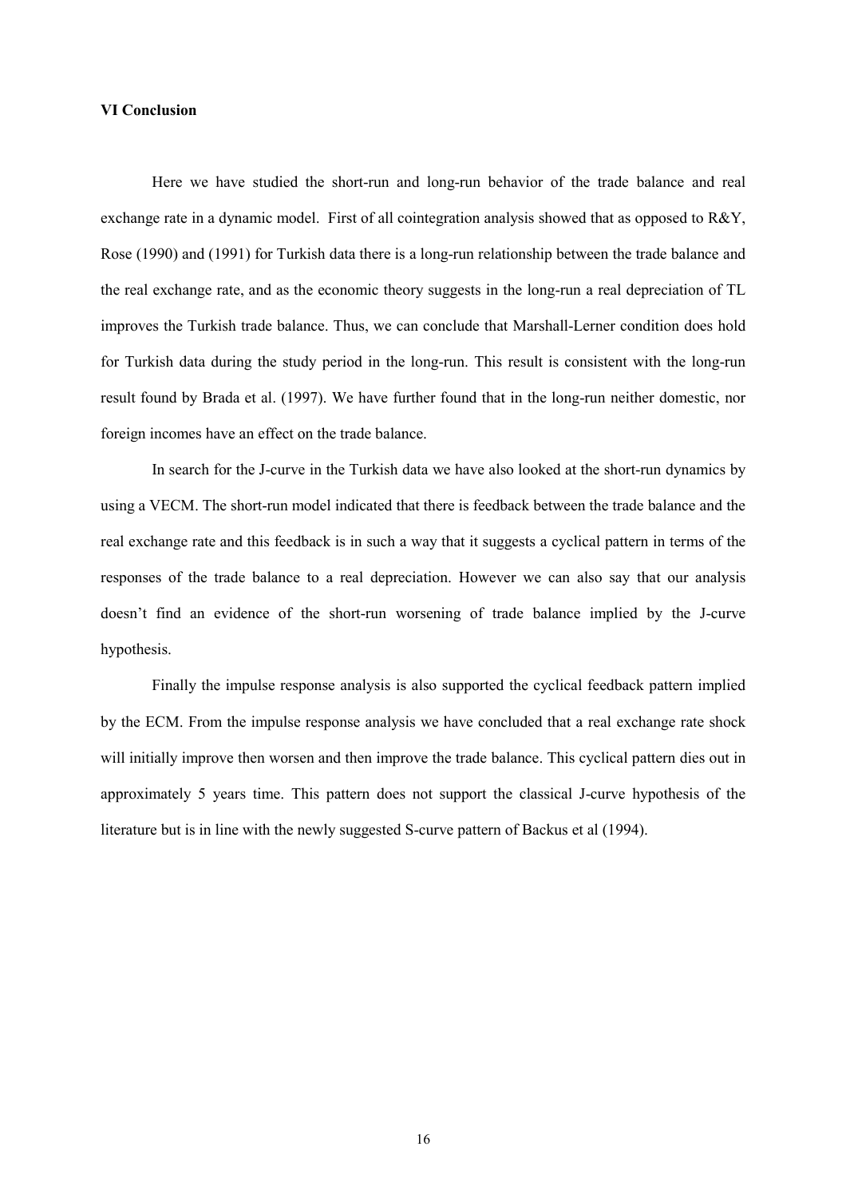## VI Conclusion

Here we have studied the short-run and long-run behavior of the trade balance and real exchange rate in a dynamic model. First of all cointegration analysis showed that as opposed to R&Y, Rose (1990) and (1991) for Turkish data there is a long-run relationship between the trade balance and the real exchange rate, and as the economic theory suggests in the long-run a real depreciation of TL improves the Turkish trade balance. Thus, we can conclude that Marshall-Lerner condition does hold for Turkish data during the study period in the long-run. This result is consistent with the long-run result found by Brada et al. (1997). We have further found that in the long-run neither domestic, nor foreign incomes have an effect on the trade balance.

In search for the J-curve in the Turkish data we have also looked at the short-run dynamics by using a VECM. The short-run model indicated that there is feedback between the trade balance and the real exchange rate and this feedback is in such a way that it suggests a cyclical pattern in terms of the responses of the trade balance to a real depreciation. However we can also say that our analysis doesn't find an evidence of the short-run worsening of trade balance implied by the J-curve hypothesis.

Finally the impulse response analysis is also supported the cyclical feedback pattern implied by the ECM. From the impulse response analysis we have concluded that a real exchange rate shock will initially improve then worsen and then improve the trade balance. This cyclical pattern dies out in approximately 5 years time. This pattern does not support the classical J-curve hypothesis of the literature but is in line with the newly suggested S-curve pattern of Backus et al (1994).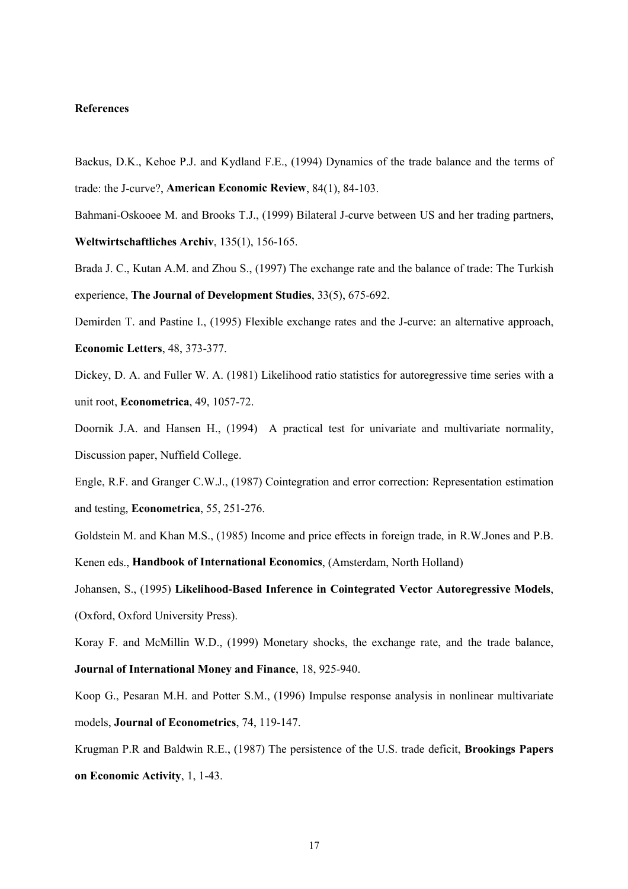**References**

Backus, D.K., Kehoe P.J. and Kydland F.E., (1994) Dynamics of the trade balance and the terms of trade: the J-curve?, **American Economic Review**, 84(1), 84-103.

Bahmani-Oskooee M. and Brooks T.J., (1999) Bilateral J-curve between US and her trading partners, **Weltwirtschaftliches Archiv**, 135(1), 156-165.

Brada J. C., Kutan A.M. and Zhou S., (1997) The exchange rate and the balance of trade: The Turkish experience, **The Journal of Development Studies**, 33(5), 675-692.

Demirden T. and Pastine I., (1995) Flexible exchange rates and the J-curve: an alternative approach, **Economic Letters**, 48, 373-377.

Dickey, D. A. and Fuller W. A. (1981) Likelihood ratio statistics for autoregressive time series with a unit root, **Econometrica**, 49, 1057-72.

Doornik J.A. and Hansen H., (1994) A practical test for univariate and multivariate normality, Discussion paper, Nuffield College.

Engle, R.F. and Granger C.W.J., (1987) Cointegration and error correction: Representation estimation and testing, **Econometrica**, 55, 251-276.

Goldstein M. and Khan M.S., (1985) Income and price effects in foreign trade, in R.W.Jones and P.B. Kenen eds., **Handbook of International Economics**, (Amsterdam, North Holland)

Johansen, S., (1995) **Likelihood-Based Inference in Cointegrated Vector Autoregressive Models**, (Oxford, Oxford University Press).

Koray F. and McMillin W.D., (1999) Monetary shocks, the exchange rate, and the trade balance, **Journal of International Money and Finance**, 18, 925-940.

Koop G., Pesaran M.H. and Potter S.M., (1996) Impulse response analysis in nonlinear multivariate models, **Journal of Econometrics**, 74, 119-147.

Krugman P.R and Baldwin R.E., (1987) The persistence of the U.S. trade deficit, **Brookings Papers on Economic Activity**, 1, 1-43.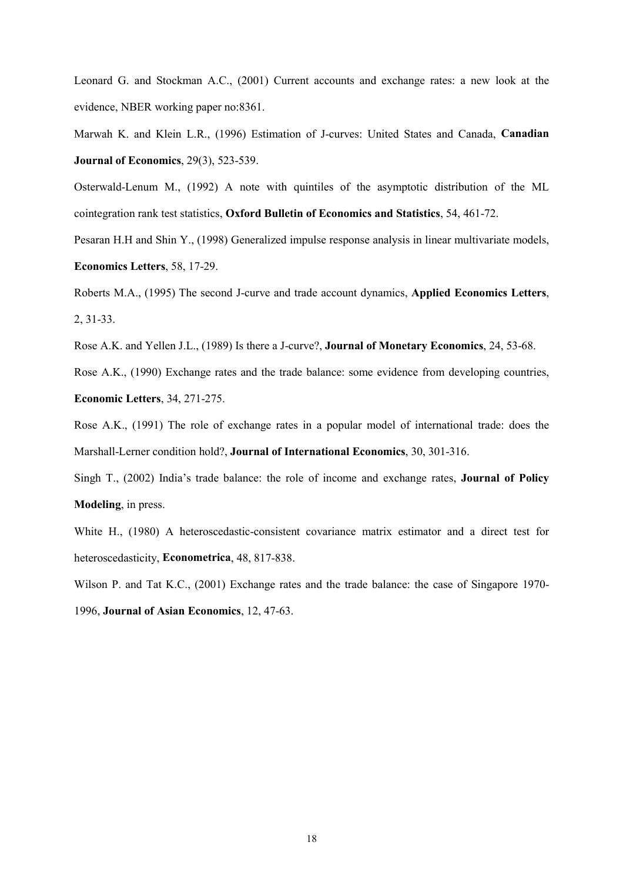Leonard G. and Stockman A.C., (2001) Current accounts and exchange rates: a new look at the evidence, NBER working paper no:8361.

Marwah K. and Klein L.R., (1996) Estimation of J-curves: United States and Canada, **Canadian Journal of Economics**, 29(3), 523-539.

Osterwald-Lenum M., (1992) A note with quintiles of the asymptotic distribution of the ML cointegration rank test statistics, **Oxford Bulletin of Economics and Statistics**, 54, 461-72.

Pesaran H.H and Shin Y., (1998) Generalized impulse response analysis in linear multivariate models, **Economics Letters**, 58, 17-29.

Roberts M.A., (1995) The second J-curve and trade account dynamics, **Applied Economics Letters**, 2, 31-33.

Rose A.K. and Yellen J.L., (1989) Is there a J-curve?, **Journal of Monetary Economics**, 24, 53-68.

Rose A.K., (1990) Exchange rates and the trade balance: some evidence from developing countries, **Economic Letters**, 34, 271-275.

Rose A.K., (1991) The role of exchange rates in a popular model of international trade: does the Marshall-Lerner condition hold?, **Journal of International Economics**, 30, 301-316.

Singh T., (2002) India's trade balance: the role of income and exchange rates, **Journal of Policy Modeling**, in press.

White H., (1980) A heteroscedastic-consistent covariance matrix estimator and a direct test for heteroscedasticity, **Econometrica**, 48, 817-838.

Wilson P. and Tat K.C., (2001) Exchange rates and the trade balance: the case of Singapore 1970-1996, **Journal of Asian Economics**, 12, 47-63.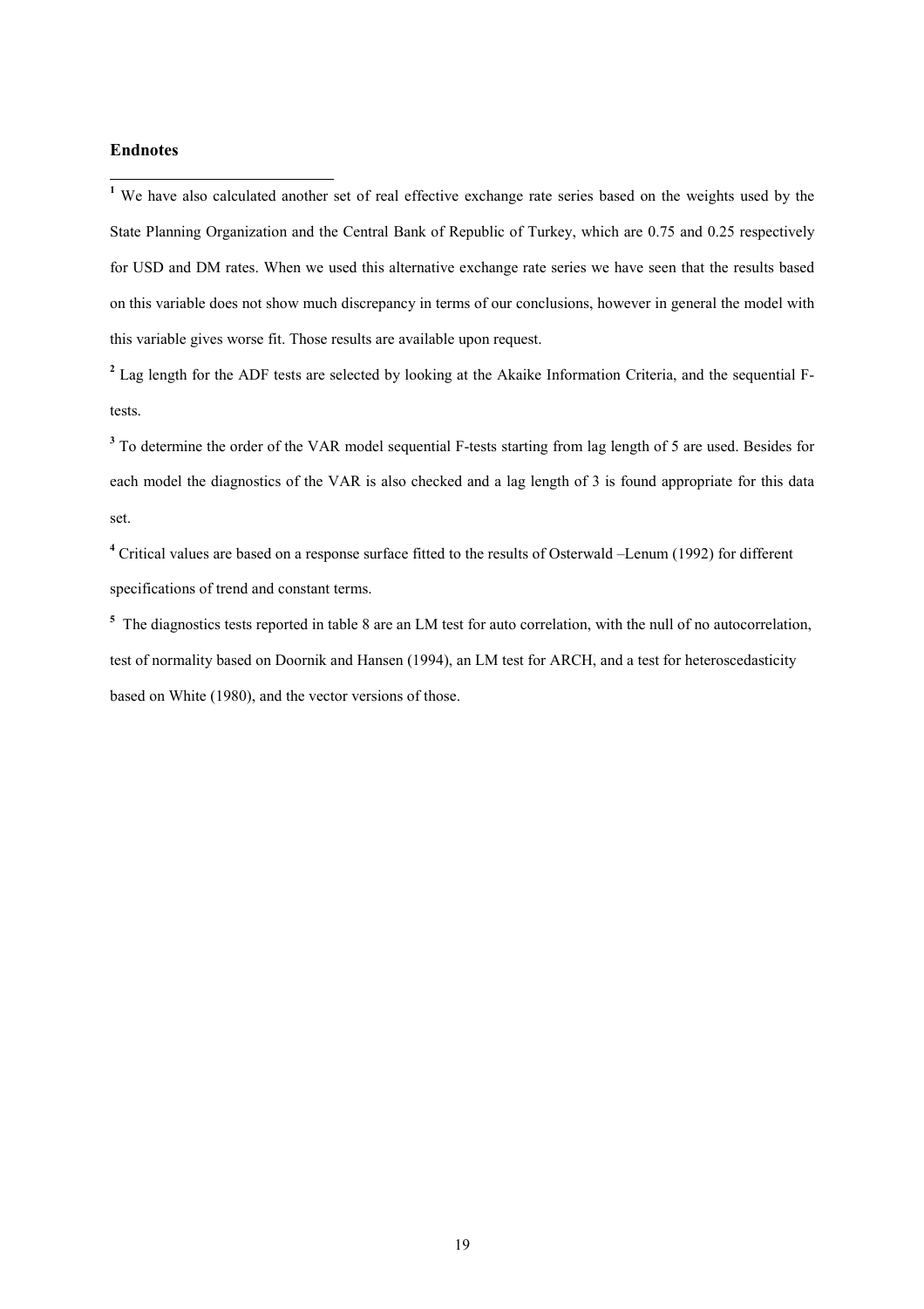**Endnotes**

[1] We have also calculated another set of real effective exchange rate series based on the weights used by the State Planning Organization and the Central Bank of Republic of Turkey, which are 0.75 and 0.25 respectively for USD and DM rates. When we used this alternative exchange rate series we have seen that the results based on this variable does not show much discrepancy in terms of our conclusions, however in general the model with this variable gives worse fit. Those results are available upon request.

[2] Lag length for the ADF tests are selected by looking at the Akaike Information Criteria, and the sequential F-tests.

[3] To determine the order of the VAR model sequential F-tests starting from lag length of 5 are used. Besides for each model the diagnostics of the VAR is also checked and a lag length of 3 is found appropriate for this data set.

[4] Critical values are based on a response surface fitted to the results of Osterwald –Lenum (1992) for different specifications of trend and constant terms.

[5] The diagnostics tests reported in table 8 are an LM test for auto correlation, with the null of no autocorrelation, test of normality based on Doornik and Hansen (1994), an LM test for ARCH, and a test for heteroscedasticity based on White (1980), and the vector versions of those.